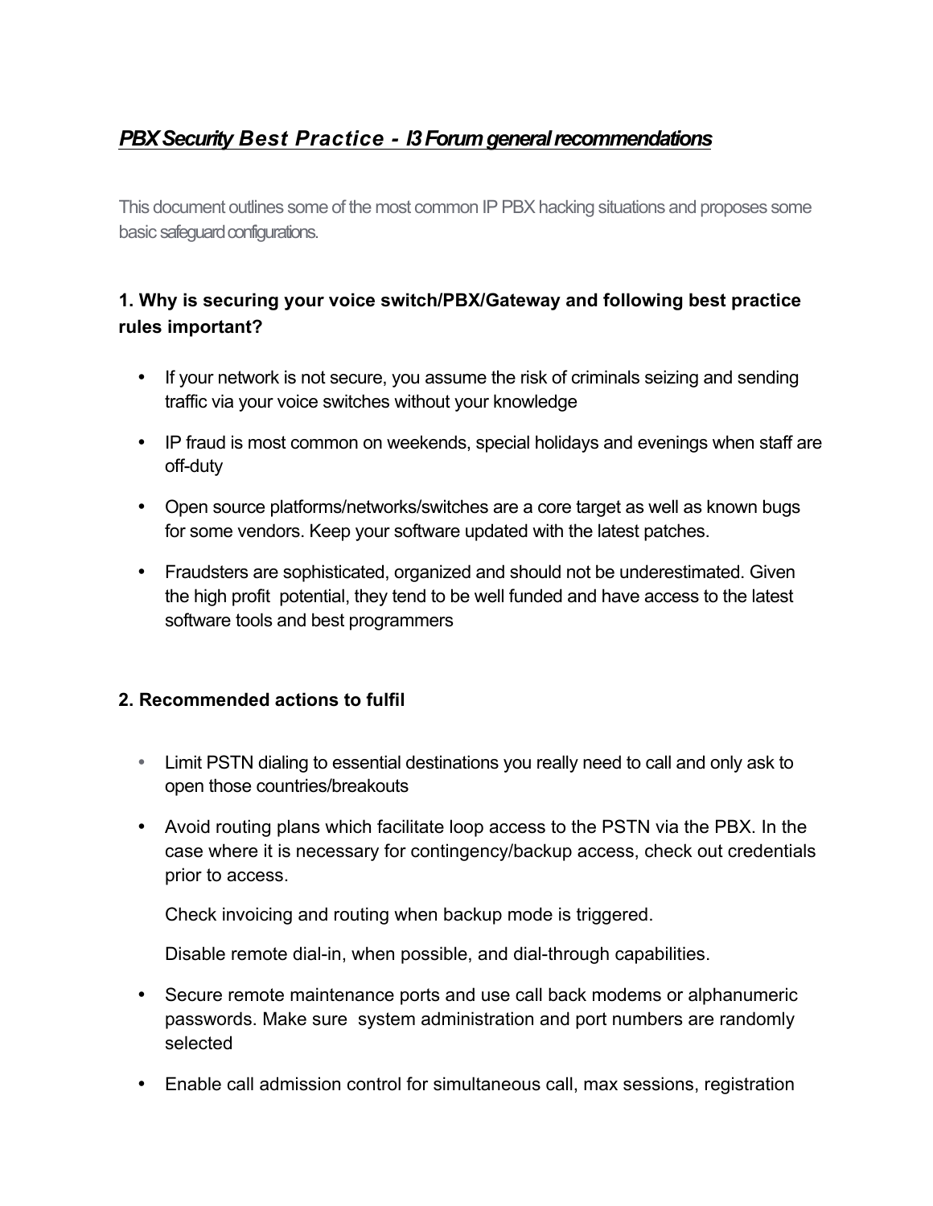# *PBX Security Best Practice - I3 Forum general recommendations*

This document outlines some of the most common IP PBX hacking situations and proposes some basic safeguard configurations.

## 1. Why is securing your voice switch/PBX/Gateway and following best practice rules important?

- If your network is not secure, you assume the risk of criminals seizing and sending traffic via your voice switches without your knowledge
- IP fraud is most common on weekends, special holidays and evenings when staff are off-duty
- Open source platforms/networks/switches are a core target as well as known bugs for some vendors. Keep your software updated with the latest patches.
- Fraudsters are sophisticated, organized and should not be underestimated. Given the high profit potential, they tend to be well funded and have access to the latest software tools and best programmers

## 2. Recommended actions to fulfil

- Limit PSTN dialing to essential destinations you really need to call and only ask to open those countries/breakouts
- Avoid routing plans which facilitate loop access to the PSTN via the PBX. In the case where it is necessary for contingency/backup access, check out credentials prior to access.

  Check invoicing and routing when backup mode is triggered.

  Disable remote dial-in, when possible, and dial-through capabilities.
- Secure remote maintenance ports and use call back modems or alphanumeric passwords. Make sure system administration and port numbers are randomly selected
- Enable call admission control for simultaneous call, max sessions, registration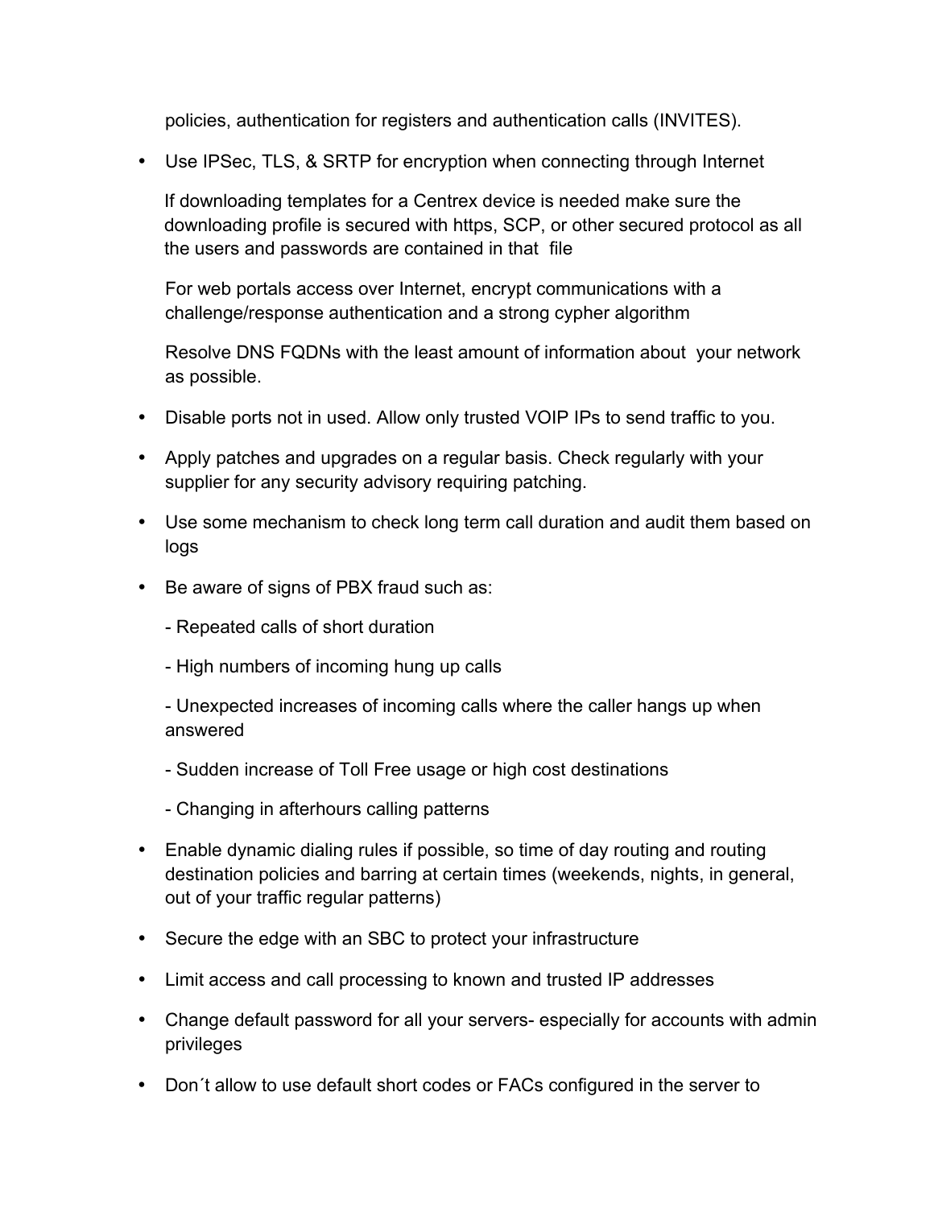policies, authentication for registers and authentication calls (INVITES).

- Use IPSec, TLS, & SRTP for encryption when connecting through Internet

  If downloading templates for a Centrex device is needed make sure the downloading profile is secured with https, SCP, or other secured protocol as all the users and passwords are contained in that file

  For web portals access over Internet, encrypt communications with a challenge/response authentication and a strong cypher algorithm

  Resolve DNS FQDNs with the least amount of information about your network as possible.

- Disable ports not in used. Allow only trusted VOIP IPs to send traffic to you.
- Apply patches and upgrades on a regular basis. Check regularly with your supplier for any security advisory requiring patching.
- Use some mechanism to check long term call duration and audit them based on logs
- Be aware of signs of PBX fraud such as:

  - Repeated calls of short duration

  - High numbers of incoming hung up calls

  - Unexpected increases of incoming calls where the caller hangs up when answered

  - Sudden increase of Toll Free usage or high cost destinations

  - Changing in afterhours calling patterns

- Enable dynamic dialing rules if possible, so time of day routing and routing destination policies and barring at certain times (weekends, nights, in general, out of your traffic regular patterns)
- Secure the edge with an SBC to protect your infrastructure
- Limit access and call processing to known and trusted IP addresses
- Change default password for all your servers- especially for accounts with admin privileges
- Don´t allow to use default short codes or FACs configured in the server to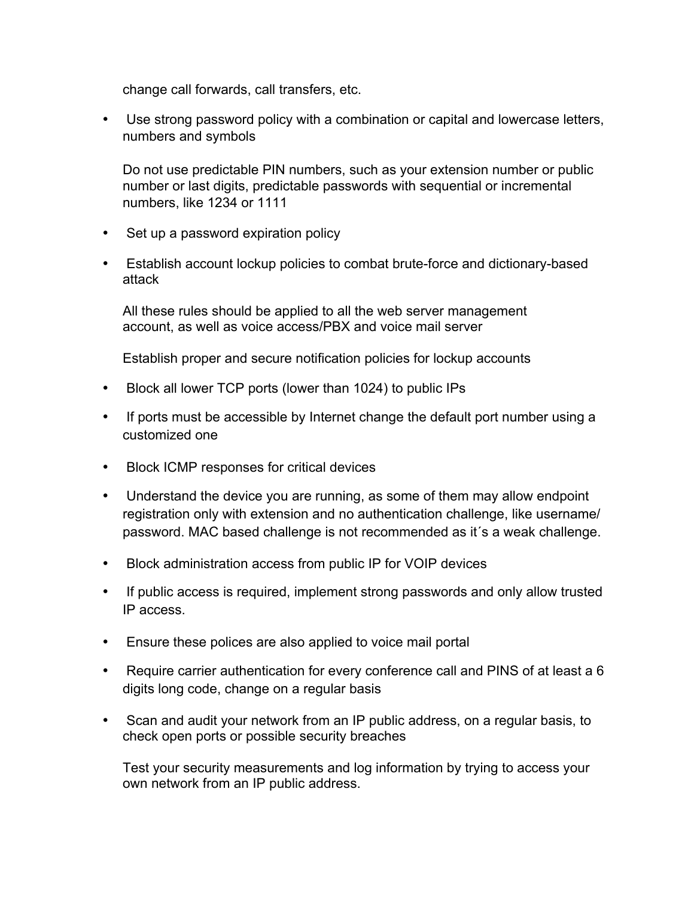change call forwards, call transfers, etc.

- Use strong password policy with a combination or capital and lowercase letters, numbers and symbols

  Do not use predictable PIN numbers, such as your extension number or public number or last digits, predictable passwords with sequential or incremental numbers, like 1234 or 1111

- Set up a password expiration policy

- Establish account lockup policies to combat brute-force and dictionary-based attack

  All these rules should be applied to all the web server management account, as well as voice access/PBX and voice mail server

  Establish proper and secure notification policies for lockup accounts

- Block all lower TCP ports (lower than 1024) to public IPs

- If ports must be accessible by Internet change the default port number using a customized one

- Block ICMP responses for critical devices

- Understand the device you are running, as some of them may allow endpoint registration only with extension and no authentication challenge, like username/password. MAC based challenge is not recommended as it´s a weak challenge.

- Block administration access from public IP for VOIP devices

- If public access is required, implement strong passwords and only allow trusted IP access.

- Ensure these polices are also applied to voice mail portal

- Require carrier authentication for every conference call and PINS of at least a 6 digits long code, change on a regular basis

- Scan and audit your network from an IP public address, on a regular basis, to check open ports or possible security breaches

  Test your security measurements and log information by trying to access your own network from an IP public address.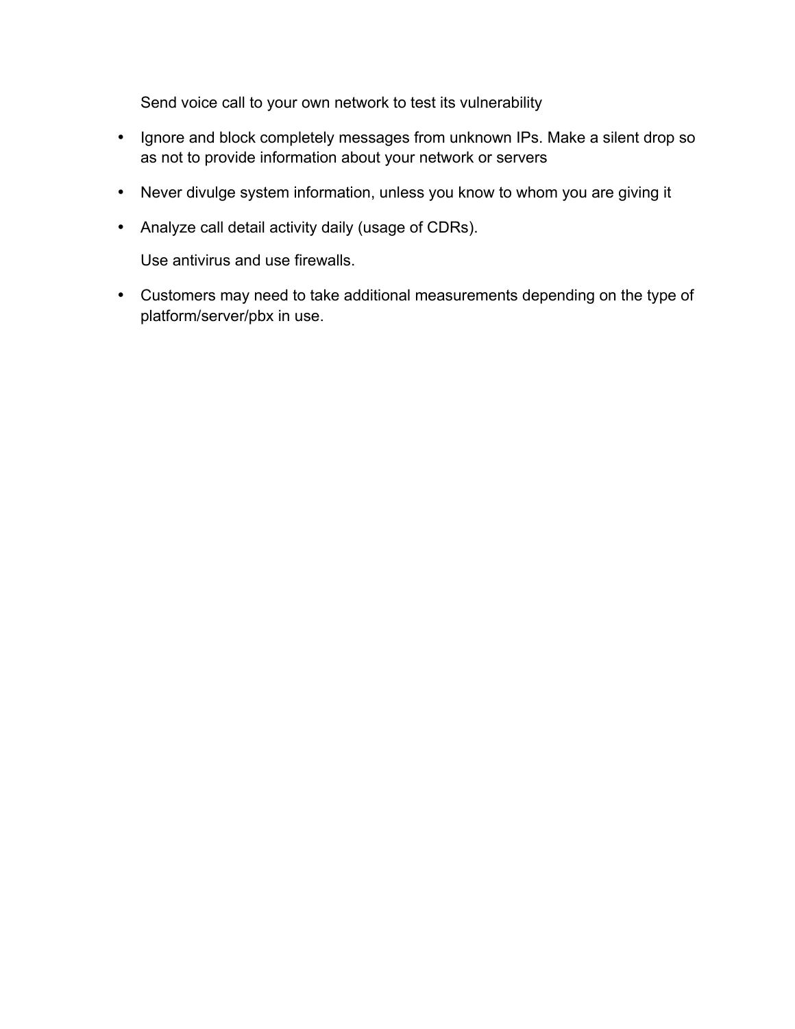Send voice call to your own network to test its vulnerability

- Ignore and block completely messages from unknown IPs. Make a silent drop so as not to provide information about your network or servers
- Never divulge system information, unless you know to whom you are giving it
- Analyze call detail activity daily (usage of CDRs).

  Use antivirus and use firewalls.

- Customers may need to take additional measurements depending on the type of platform/server/pbx in use.